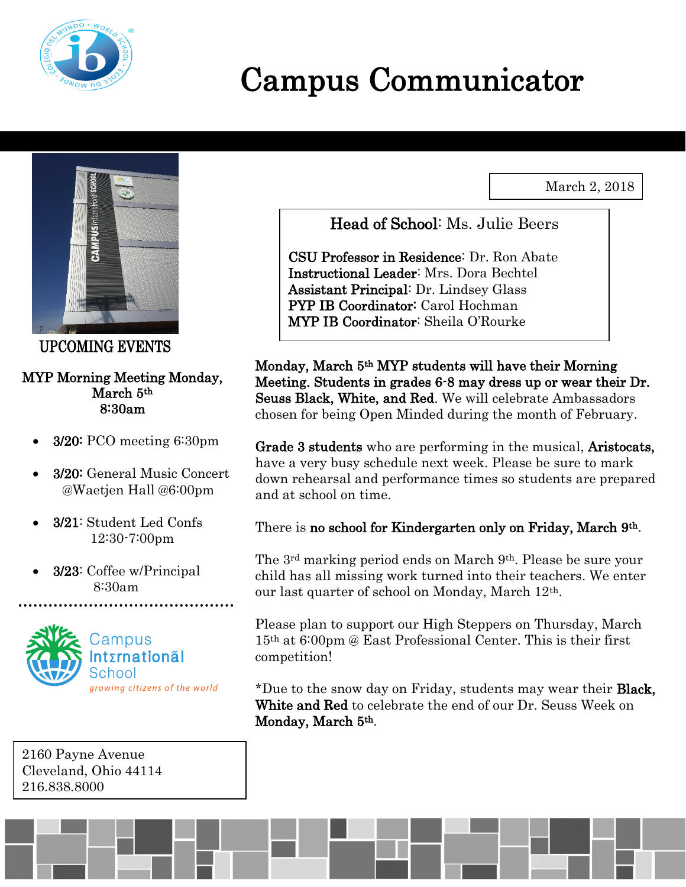# Campus Communicator

March 2, 2018

**Head of School**: Ms. Julie Beers

**CSU Professor in Residence**: Dr. Ron Abate
**Instructional Leader**: Mrs. Dora Bechtel
**Assistant Principal**: Dr. Lindsey Glass
**PYP IB Coordinator**: Carol Hochman
**MYP IB Coordinator**: Sheila O'Rourke

## UPCOMING EVENTS

**MYP Morning Meeting Monday, March 5th 8:30am**

- **3/20:** PCO meeting 6:30pm
- **3/20:** General Music Concert @Waetjen Hall @6:00pm
- **3/21**: Student Led Confs 12:30-7:00pm
- **3/23**: Coffee w/Principal 8:30am

Campus International School
*growing citizens of the world*

2160 Payne Avenue
Cleveland, Ohio 44114
216.838.8000

**Monday, March 5th MYP students will have their Morning Meeting. Students in grades 6-8 may dress up or wear their Dr. Seuss Black, White, and Red**. We will celebrate Ambassadors chosen for being Open Minded during the month of February.

**Grade 3 students** who are performing in the musical, **Aristocats,** have a very busy schedule next week. Please be sure to mark down rehearsal and performance times so students are prepared and at school on time.

There is **no school for Kindergarten only on Friday, March 9th**.

The 3rd marking period ends on March 9th. Please be sure your child has all missing work turned into their teachers. We enter our last quarter of school on Monday, March 12th.

Please plan to support our High Steppers on Thursday, March 15th at 6:00pm @ East Professional Center. This is their first competition!

*Due to the snow day on Friday, students may wear their **Black, White and Red** to celebrate the end of our Dr. Seuss Week on **Monday, March 5th**.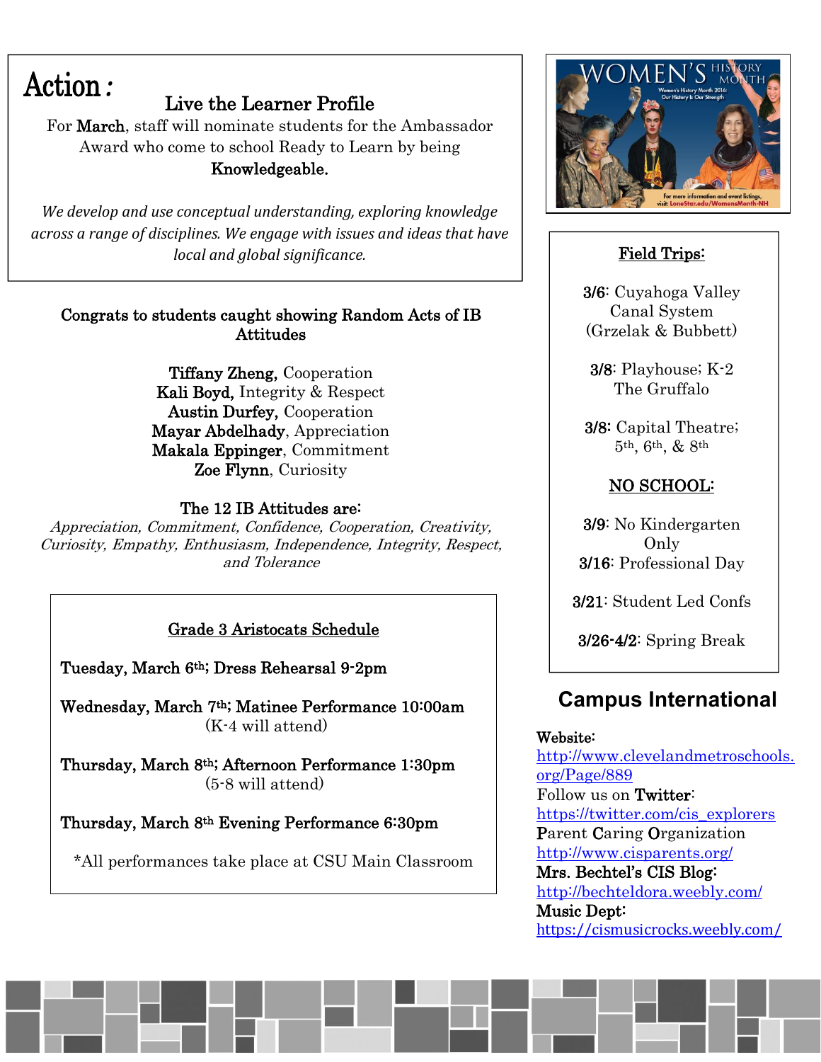# Action: Live the Learner Profile

For **March**, staff will nominate students for the Ambassador Award who come to school Ready to Learn by being **Knowledgeable.**

*We develop and use conceptual understanding, exploring knowledge across a range of disciplines. We engage with issues and ideas that have local and global significance.*

**Congrats to students caught showing Random Acts of IB Attitudes**

**Tiffany Zheng,** Cooperation
**Kali Boyd,** Integrity & Respect
**Austin Durfey,** Cooperation
**Mayar Abdelhady**, Appreciation
**Makala Eppinger**, Commitment
**Zoe Flynn**, Curiosity

**The 12 IB Attitudes are:**
*Appreciation, Commitment, Confidence, Cooperation, Creativity, Curiosity, Empathy, Enthusiasm, Independence, Integrity, Respect, and Tolerance*

## Grade 3 Aristocats Schedule

**Tuesday, March 6th; Dress Rehearsal 9-2pm**

**Wednesday, March 7th; Matinee Performance 10:00am**
(K-4 will attend)

**Thursday, March 8th; Afternoon Performance 1:30pm**
(5-8 will attend)

**Thursday, March 8th Evening Performance 6:30pm**

*All performances take place at CSU Main Classroom

WOMEN'S HISTORY MONTH
Women's History Month 2016: Our History Is Our Strength
For more information and event listings, visit: LoneStar.edu/WomensMonth-NH

## Field Trips:

**3/6**: Cuyahoga Valley Canal System (Grzelak & Bubbett)

**3/8**: Playhouse; K-2 The Gruffalo

**3/8**: Capital Theatre; 5th, 6th, & 8th

## NO SCHOOL:

**3/9**: No Kindergarten Only
**3/16**: Professional Day

**3/21**: Student Led Confs

**3/26-4/2**: Spring Break

## Campus International

**Website:**
http://www.clevelandmetroschools.org/Page/889
Follow us on **Twitter**:
https://twitter.com/cis_explorers
**P**arent **C**aring **O**rganization
http://www.cisparents.org/
**Mrs. Bechtel's CIS Blog:**
http://bechteldora.weebly.com/
**Music Dept:**
https://cismusicrocks.weebly.com/